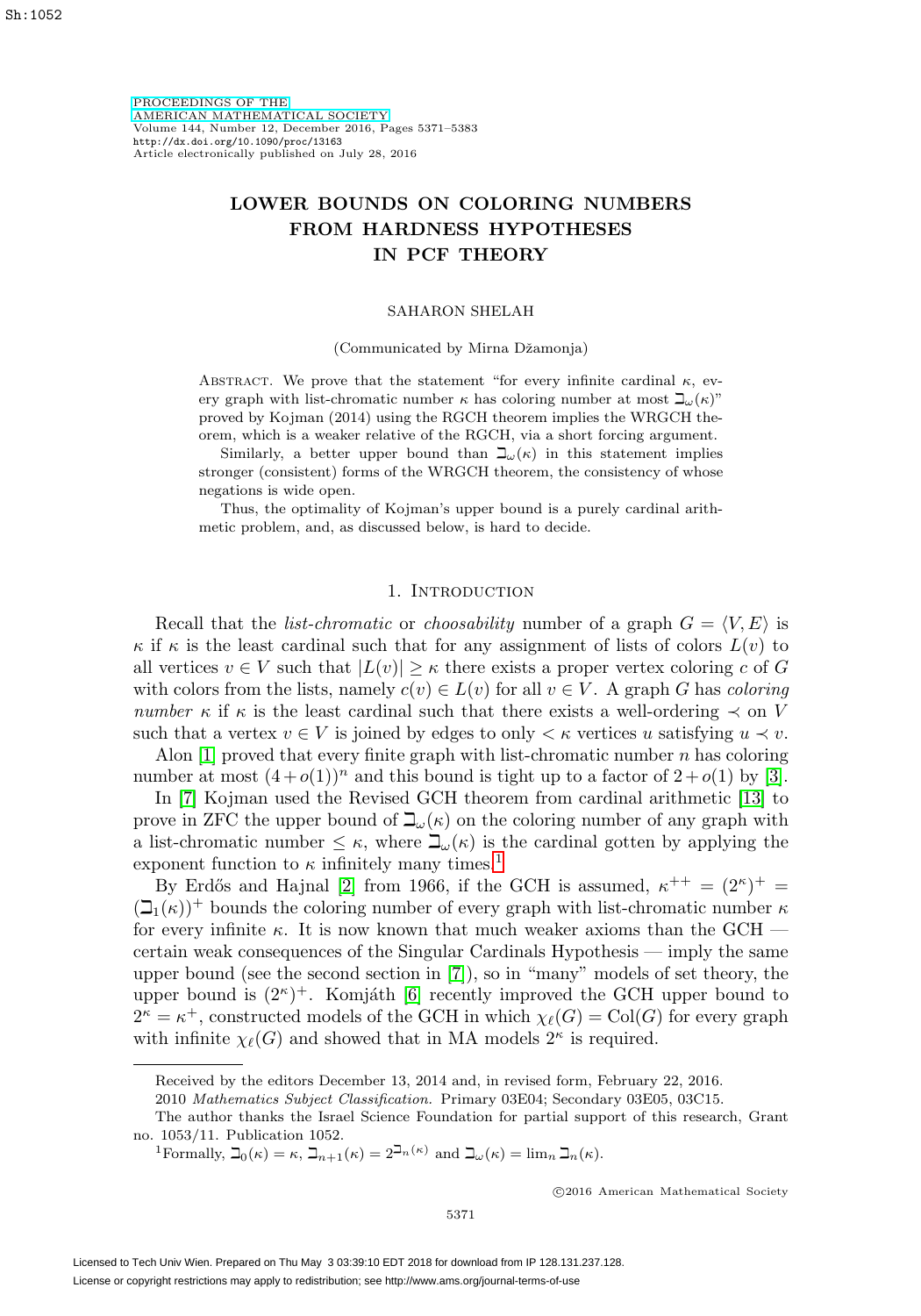# LOWER BOUNDS ON COLORING NUMBERS FROM HARDNESS HYPOTHESES IN PCF THEORY

SAHARON SHELAH

(Communicated by Mirna Džamonja)

ABSTRACT. We prove that the statement "for every infinite cardinal $\kappa$, every graph with list-chromatic number $\kappa$ has coloring number at most $\beth_\omega(\kappa)$" proved by Kojman (2014) using the RGCH theorem implies the WRGCH theorem, which is a weaker relative of the RGCH, via a short forcing argument.

Similarly, a better upper bound than $\beth_\omega(\kappa)$ in this statement implies stronger (consistent) forms of the WRGCH theorem, the consistency of whose negations is wide open.

Thus, the optimality of Kojman's upper bound is a purely cardinal arithmetic problem, and, as discussed below, is hard to decide.

## 1. Introduction

Recall that the *list-chromatic* or *choosability* number of a graph $G = \langle V, E\rangle$ is $\kappa$ if $\kappa$ is the least cardinal such that for any assignment of lists of colors $L(v)$ to all vertices $v \in V$ such that $|L(v)| \geq \kappa$ there exists a proper vertex coloring $c$ of $G$ with colors from the lists, namely $c(v) \in L(v)$ for all $v \in V$. A graph $G$ has *coloring number* $\kappa$ if $\kappa$ is the least cardinal such that there exists a well-ordering $\prec$ on $V$ such that a vertex $v \in V$ is joined by edges to only $< \kappa$ vertices $u$ satisfying $u \prec v$.

Alon [1] proved that every finite graph with list-chromatic number $n$ has coloring number at most $(4 + o(1))^n$ and this bound is tight up to a factor of $2 + o(1)$ by [3].

In [7] Kojman used the Revised GCH theorem from cardinal arithmetic [13] to prove in ZFC the upper bound of $\beth_\omega(\kappa)$ on the coloring number of any graph with a list-chromatic number $\leq \kappa$, where $\beth_\omega(\kappa)$ is the cardinal gotten by applying the exponent function to $\kappa$ infinitely many times.[1]

By Erdős and Hajnal [2] from 1966, if the GCH is assumed, $\kappa^{++} = (2^\kappa)^+ = (\beth_1(\kappa))^+$ bounds the coloring number of every graph with list-chromatic number $\kappa$ for every infinite $\kappa$. It is now known that much weaker axioms than the GCH — certain weak consequences of the Singular Cardinals Hypothesis — imply the same upper bound (see the second section in [7]), so in "many" models of set theory, the upper bound is $(2^\kappa)^+$. Komjáth [6] recently improved the GCH upper bound to $2^\kappa = \kappa^+$, constructed models of the GCH in which $\chi_\ell(G) = \mathrm{Col}(G)$ for every graph with infinite $\chi_\ell(G)$ and showed that in MA models $2^\kappa$ is required.

Received by the editors December 13, 2014 and, in revised form, February 22, 2016.

2010 *Mathematics Subject Classification.* Primary 03E04; Secondary 03E05, 03C15.

The author thanks the Israel Science Foundation for partial support of this research, Grant no. 1053/11. Publication 1052.

[1] Formally, $\beth_0(\kappa) = \kappa$, $\beth_{n+1}(\kappa) = 2^{\beth_n(\kappa)}$ and $\beth_\omega(\kappa) = \lim_n \beth_n(\kappa)$.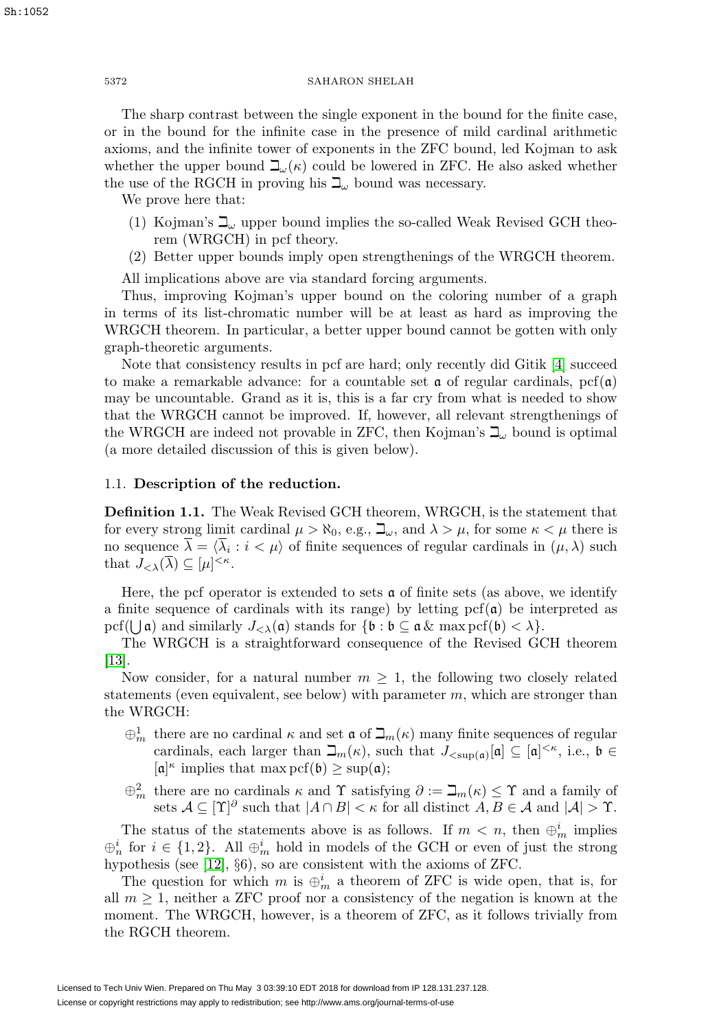The sharp contrast between the single exponent in the bound for the finite case, or in the bound for the infinite case in the presence of mild cardinal arithmetic axioms, and the infinite tower of exponents in the ZFC bound, led Kojman to ask whether the upper bound $\beth_\omega(\kappa)$ could be lowered in ZFC. He also asked whether the use of the RGCH in proving his $\beth_\omega$ bound was necessary.

We prove here that:

(1) Kojman's $\beth_\omega$ upper bound implies the so-called Weak Revised GCH theorem (WRGCH) in pcf theory.
(2) Better upper bounds imply open strengthenings of the WRGCH theorem.

All implications above are via standard forcing arguments.

Thus, improving Kojman's upper bound on the coloring number of a graph in terms of its list-chromatic number will be at least as hard as improving the WRGCH theorem. In particular, a better upper bound cannot be gotten with only graph-theoretic arguments.

Note that consistency results in pcf are hard; only recently did Gitik [4] succeed to make a remarkable advance: for a countable set $\mathfrak{a}$ of regular cardinals, $\mathrm{pcf}(\mathfrak{a})$ may be uncountable. Grand as it is, this is a far cry from what is needed to show that the WRGCH cannot be improved. If, however, all relevant strengthenings of the WRGCH are indeed not provable in ZFC, then Kojman's $\beth_\omega$ bound is optimal (a more detailed discussion of this is given below).

### 1.1. Description of the reduction.

**Definition 1.1.** The Weak Revised GCH theorem, WRGCH, is the statement that for every strong limit cardinal $\mu > \aleph_0$, e.g., $\beth_\omega$, and $\lambda > \mu$, for some $\kappa < \mu$ there is no sequence $\overline{\lambda} = \langle \overline{\lambda}_i : i < \mu \rangle$ of finite sequences of regular cardinals in $(\mu, \lambda)$ such that $J_{<\lambda}(\overline{\lambda}) \subseteq [\mu]^{<\kappa}$.

Here, the pcf operator is extended to sets $\mathfrak{a}$ of finite sets (as above, we identify a finite sequence of cardinals with its range) by letting $\mathrm{pcf}(\mathfrak{a})$ be interpreted as $\mathrm{pcf}(\bigcup \mathfrak{a})$ and similarly $J_{<\lambda}(\mathfrak{a})$ stands for $\{\mathfrak{b} : \mathfrak{b} \subseteq \mathfrak{a} \,\&\, \max \mathrm{pcf}(\mathfrak{b}) < \lambda\}$.

The WRGCH is a straightforward consequence of the Revised GCH theorem [13].

Now consider, for a natural number $m \geq 1$, the following two closely related statements (even equivalent, see below) with parameter $m$, which are stronger than the WRGCH:

- $\oplus^1_m$ there are no cardinal $\kappa$ and set $\mathfrak{a}$ of $\beth_m(\kappa)$ many finite sequences of regular cardinals, each larger than $\beth_m(\kappa)$, such that $J_{<\sup(\mathfrak{a})}[\mathfrak{a}] \subseteq [\mathfrak{a}]^{<\kappa}$, i.e., $\mathfrak{b} \in [\mathfrak{a}]^\kappa$ implies that $\max \mathrm{pcf}(\mathfrak{b}) \geq \sup(\mathfrak{a})$;
- $\oplus^2_m$ there are no cardinals $\kappa$ and $\Upsilon$ satisfying $\partial := \beth_m(\kappa) \leq \Upsilon$ and a family of sets $\mathcal{A} \subseteq [\Upsilon]^\partial$ such that $|A \cap B| < \kappa$ for all distinct $A, B \in \mathcal{A}$ and $|\mathcal{A}| > \Upsilon$.

The status of the statements above is as follows. If $m < n$, then $\oplus^i_m$ implies $\oplus^i_n$ for $i \in \{1, 2\}$. All $\oplus^i_m$ hold in models of the GCH or even of just the strong hypothesis (see [12], §6), so are consistent with the axioms of ZFC.

The question for which $m$ is $\oplus^i_m$ a theorem of ZFC is wide open, that is, for all $m \geq 1$, neither a ZFC proof nor a consistency of the negation is known at the moment. The WRGCH, however, is a theorem of ZFC, as it follows trivially from the RGCH theorem.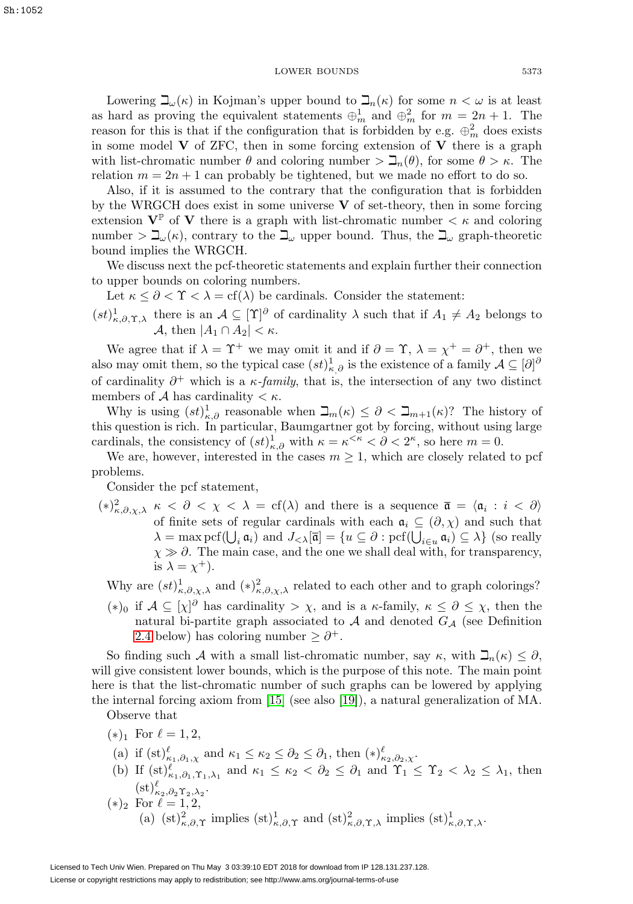Lowering $\beth_\omega(\kappa)$ in Kojman's upper bound to $\beth_n(\kappa)$ for some $n < \omega$ is at least as hard as proving the equivalent statements $\oplus^1_m$ and $\oplus^2_m$ for $m = 2n+1$. The reason for this is that if the configuration that is forbidden by e.g. $\oplus^2_m$ does exists in some model $\mathbf{V}$ of ZFC, then in some forcing extension of $\mathbf{V}$ there is a graph with list-chromatic number $\theta$ and coloring number $> \beth_n(\theta)$, for some $\theta > \kappa$. The relation $m = 2n+1$ can probably be tightened, but we made no effort to do so.

Also, if it is assumed to the contrary that the configuration that is forbidden by the WRGCH does exist in some universe $\mathbf{V}$ of set-theory, then in some forcing extension $\mathbf{V}^{\mathbb{P}}$ of $\mathbf{V}$ there is a graph with list-chromatic number $< \kappa$ and coloring number $> \beth_\omega(\kappa)$, contrary to the $\beth_\omega$ upper bound. Thus, the $\beth_\omega$ graph-theoretic bound implies the WRGCH.

We discuss next the pcf-theoretic statements and explain further their connection to upper bounds on coloring numbers.

Let $\kappa \leq \partial < \Upsilon < \lambda = \mathrm{cf}(\lambda)$ be cardinals. Consider the statement:

$(st)^1_{\kappa,\partial,\Upsilon,\lambda}$ there is an $\mathcal{A} \subseteq [\Upsilon]^\partial$ of cardinality $\lambda$ such that if $A_1 \neq A_2$ belongs to $\mathcal{A}$, then $|A_1 \cap A_2| < \kappa$.

We agree that if $\lambda = \Upsilon^+$ we may omit it and if $\partial = \Upsilon$, $\lambda = \chi^+ = \partial^+$, then we also may omit them, so the typical case $(st)^1_{\kappa,\partial}$ is the existence of a family $\mathcal{A} \subseteq [\partial]^\partial$ of cardinality $\partial^+$ which is a *$\kappa$-family*, that is, the intersection of any two distinct members of $\mathcal{A}$ has cardinality $< \kappa$.

Why is using $(st)^1_{\kappa,\partial}$ reasonable when $\beth_m(\kappa) \leq \partial < \beth_{m+1}(\kappa)$? The history of this question is rich. In particular, Baumgartner got by forcing, without using large cardinals, the consistency of $(st)^1_{\kappa,\partial}$ with $\kappa = \kappa^{<\kappa} < \partial < 2^\kappa$, so here $m = 0$.

We are, however, interested in the cases $m \geq 1$, which are closely related to pcf problems.

Consider the pcf statement,

$(*)^2_{\kappa,\partial,\chi,\lambda}$ $\kappa < \partial < \chi < \lambda = \mathrm{cf}(\lambda)$ and there is a sequence $\bar{\mathfrak{a}} = \langle \mathfrak{a}_i : i < \partial \rangle$ of finite sets of regular cardinals with each $\mathfrak{a}_i \subseteq (\partial, \chi)$ and such that $\lambda = \max \mathrm{pcf}(\bigcup_i \mathfrak{a}_i)$ and $J_{<\lambda}[\bar{\mathfrak{a}}] = \{u \subseteq \partial : \mathrm{pcf}(\bigcup_{i \in u} \mathfrak{a}_i) \subseteq \lambda\}$ (so really $\chi \gg \partial$. The main case, and the one we shall deal with, for transparency, is $\lambda = \chi^+$).

Why are $(st)^1_{\kappa,\partial,\chi,\lambda}$ and $(*)^2_{\kappa,\partial,\chi,\lambda}$ related to each other and to graph colorings?

$(*)_0$ if $\mathcal{A} \subseteq [\chi]^\partial$ has cardinality $> \chi$, and is a $\kappa$-family, $\kappa \leq \partial \leq \chi$, then the natural bi-partite graph associated to $\mathcal{A}$ and denoted $G_{\mathcal{A}}$ (see Definition 2.4 below) has coloring number $\geq \partial^+$.

So finding such $\mathcal{A}$ with a small list-chromatic number, say $\kappa$, with $\beth_n(\kappa) \leq \partial$, will give consistent lower bounds, which is the purpose of this note. The main point here is that the list-chromatic number of such graphs can be lowered by applying the internal forcing axiom from [15] (see also [19]), a natural generalization of MA.

Observe that

$(*)_1$ For $\ell = 1, 2$,

(a) if $(\mathrm{st})^\ell_{\kappa_1,\partial_1,\chi}$ and $\kappa_1 \leq \kappa_2 \leq \partial_2 \leq \partial_1$, then $(*)^\ell_{\kappa_2,\partial_2,\chi}$.

(b) If $(\mathrm{st})^\ell_{\kappa_1,\partial_1,\Upsilon_1,\lambda_1}$ and $\kappa_1 \leq \kappa_2 < \partial_2 \leq \partial_1$ and $\Upsilon_1 \leq \Upsilon_2 < \lambda_2 \leq \lambda_1$, then $(\mathrm{st})^\ell_{\kappa_2,\partial_2\Upsilon_2,\lambda_2}$.

$(*)_2$ For $\ell = 1, 2$,

(a) $(\mathrm{st})^2_{\kappa,\partial,\Upsilon}$ implies $(\mathrm{st})^1_{\kappa,\partial,\Upsilon}$ and $(\mathrm{st})^2_{\kappa,\partial,\Upsilon,\lambda}$ implies $(\mathrm{st})^1_{\kappa,\partial,\Upsilon,\lambda}$.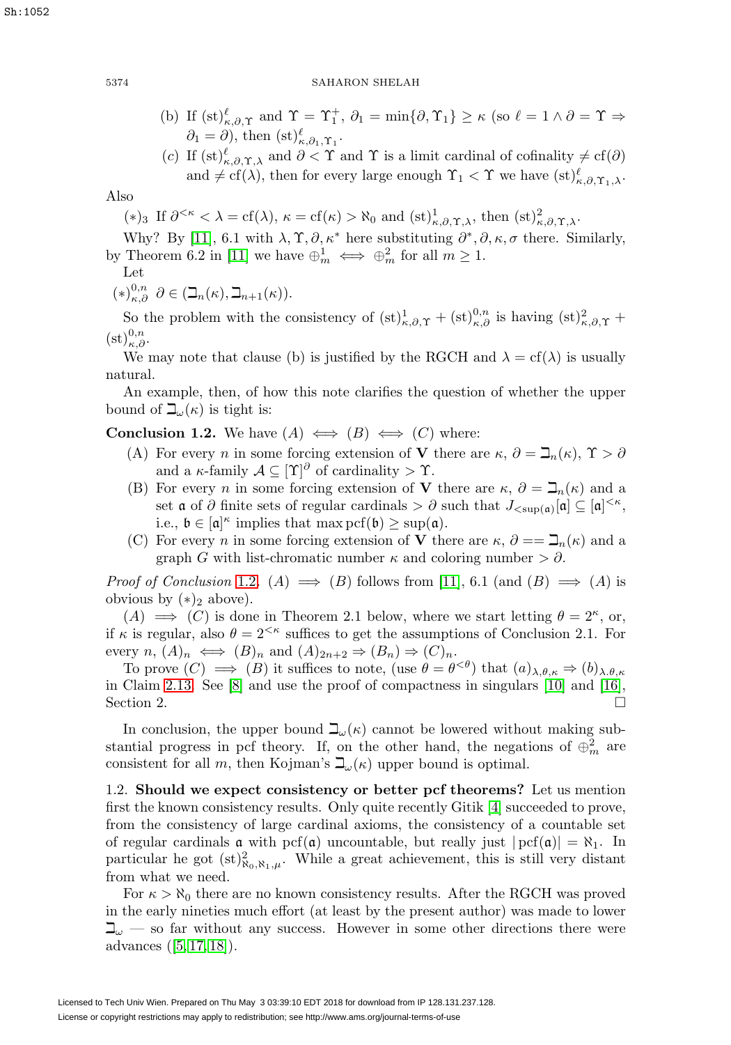(b) If $(\mathrm{st})^{\ell}_{\kappa,\partial,\Upsilon}$ and $\Upsilon = \Upsilon_1^+$, $\partial_1 = \min\{\partial, \Upsilon_1\} \geq \kappa$ (so $\ell = 1 \wedge \partial = \Upsilon \Rightarrow \partial_1 = \partial$), then $(\mathrm{st})^{\ell}_{\kappa,\partial_1,\Upsilon_1}$.

(c) If $(\mathrm{st})^{\ell}_{\kappa,\partial,\Upsilon,\lambda}$ and $\partial < \Upsilon$ and $\Upsilon$ is a limit cardinal of cofinality $\neq \mathrm{cf}(\partial)$ and $\neq \mathrm{cf}(\lambda)$, then for every large enough $\Upsilon_1 < \Upsilon$ we have $(\mathrm{st})^{\ell}_{\kappa,\partial,\Upsilon_1,\lambda}$.

Also

$(*)_3$ If $\partial^{<\kappa} < \lambda = \mathrm{cf}(\lambda)$, $\kappa = \mathrm{cf}(\kappa) > \aleph_0$ and $(\mathrm{st})^1_{\kappa,\partial,\Upsilon,\lambda}$, then $(\mathrm{st})^2_{\kappa,\partial,\Upsilon,\lambda}$.

Why? By [11], 6.1 with $\lambda, \Upsilon, \partial, \kappa^*$ here substituting $\partial^*, \partial, \kappa, \sigma$ there. Similarly, by Theorem 6.2 in [11] we have $\oplus^1_m \iff \oplus^2_m$ for all $m \geq 1$.

Let

$(*)^{0,n}_{\kappa,\partial}$ $\partial \in (\beth_n(\kappa), \beth_{n+1}(\kappa))$.

So the problem with the consistency of $(\mathrm{st})^1_{\kappa,\partial,\Upsilon} + (\mathrm{st})^{0,n}_{\kappa,\partial}$ is having $(\mathrm{st})^2_{\kappa,\partial,\Upsilon} + (\mathrm{st})^{0,n}_{\kappa,\partial}$.

We may note that clause (b) is justified by the RGCH and $\lambda = \mathrm{cf}(\lambda)$ is usually natural.

An example, then, of how this note clarifies the question of whether the upper bound of $\beth_\omega(\kappa)$ is tight is:

**Conclusion 1.2.** We have $(A) \iff (B) \iff (C)$ where:

(A) For every $n$ in some forcing extension of $\mathbf{V}$ there are $\kappa$, $\partial = \beth_n(\kappa)$, $\Upsilon > \partial$ and a $\kappa$-family $\mathcal{A} \subseteq [\Upsilon]^\partial$ of cardinality $> \Upsilon$.

(B) For every $n$ in some forcing extension of $\mathbf{V}$ there are $\kappa$, $\partial = \beth_n(\kappa)$ and a set $\mathfrak{a}$ of $\partial$ finite sets of regular cardinals $> \partial$ such that $J_{<\sup(\mathfrak{a})}[\mathfrak{a}] \subseteq [\mathfrak{a}]^{<\kappa}$, i.e., $\mathfrak{b} \in [\mathfrak{a}]^\kappa$ implies that $\max \mathrm{pcf}(\mathfrak{b}) \geq \sup(\mathfrak{a})$.

(C) For every $n$ in some forcing extension of $\mathbf{V}$ there are $\kappa$, $\partial == \beth_n(\kappa)$ and a graph $G$ with list-chromatic number $\kappa$ and coloring number $> \partial$.

*Proof of Conclusion* 1.2. $(A) \implies (B)$ follows from [11], 6.1 (and $(B) \implies (A)$ is obvious by $(*)_2$ above).

$(A) \implies (C)$ is done in Theorem 2.1 below, where we start letting $\theta = 2^\kappa$, or, if $\kappa$ is regular, also $\theta = 2^{<\kappa}$ suffices to get the assumptions of Conclusion 2.1. For every $n$, $(A)_n \iff (B)_n$ and $(A)_{2n+2} \Rightarrow (B_n) \Rightarrow (C)_n$.

To prove $(C) \implies (B)$ it suffices to note, (use $\theta = \theta^{<\theta}$) that $(a)_{\lambda,\theta,\kappa} \Rightarrow (b)_{\lambda,\theta,\kappa}$ in Claim 2.13. See [8] and use the proof of compactness in singulars [10] and [16], Section 2. $\square$

In conclusion, the upper bound $\beth_\omega(\kappa)$ cannot be lowered without making substantial progress in pcf theory. If, on the other hand, the negations of $\oplus^2_m$ are consistent for all $m$, then Kojman's $\beth_\omega(\kappa)$ upper bound is optimal.

1.2. **Should we expect consistency or better pcf theorems?** Let us mention first the known consistency results. Only quite recently Gitik [4] succeeded to prove, from the consistency of large cardinal axioms, the consistency of a countable set of regular cardinals $\mathfrak{a}$ with $\mathrm{pcf}(\mathfrak{a})$ uncountable, but really just $|\mathrm{pcf}(\mathfrak{a})| = \aleph_1$. In particular he got $(\mathrm{st})^2_{\aleph_0,\aleph_1,\mu}$. While a great achievement, this is still very distant from what we need.

For $\kappa > \aleph_0$ there are no known consistency results. After the RGCH was proved in the early nineties much effort (at least by the present author) was made to lower $\beth_\omega$ — so far without any success. However in some other directions there were advances ([5, 17, 18]).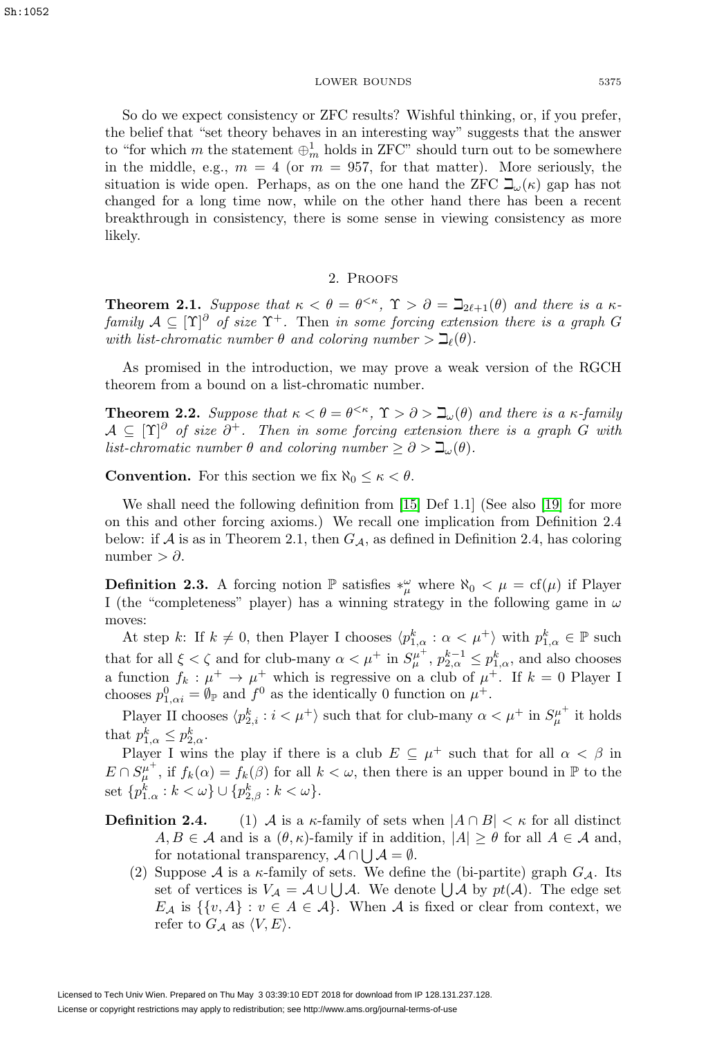So do we expect consistency or ZFC results? Wishful thinking, or, if you prefer, the belief that "set theory behaves in an interesting way" suggests that the answer to "for which $m$ the statement $\oplus^1_m$ holds in ZFC" should turn out to be somewhere in the middle, e.g., $m = 4$ (or $m = 957$, for that matter). More seriously, the situation is wide open. Perhaps, as on the one hand the ZFC $\beth_\omega(\kappa)$ gap has not changed for a long time now, while on the other hand there has been a recent breakthrough in consistency, there is some sense in viewing consistency as more likely.

## 2. Proofs

**Theorem 2.1.** *Suppose that $\kappa < \theta = \theta^{<\kappa}$, $\Upsilon > \partial = \beth_{2\ell+1}(\theta)$ and there is a $\kappa$-family $\mathcal{A} \subseteq [\Upsilon]^\partial$ of size $\Upsilon^+$. Then in some forcing extension there is a graph $G$ with list-chromatic number $\theta$ and coloring number $> \beth_\ell(\theta)$.*

As promised in the introduction, we may prove a weak version of the RGCH theorem from a bound on a list-chromatic number.

**Theorem 2.2.** *Suppose that $\kappa < \theta = \theta^{<\kappa}$, $\Upsilon > \partial > \beth_\omega(\theta)$ and there is a $\kappa$-family $\mathcal{A} \subseteq [\Upsilon]^\partial$ of size $\partial^+$. Then in some forcing extension there is a graph $G$ with list-chromatic number $\theta$ and coloring number $\geq \partial > \beth_\omega(\theta)$.*

**Convention.** For this section we fix $\aleph_0 \leq \kappa < \theta$.

We shall need the following definition from [15] Def 1.1] (See also [19] for more on this and other forcing axioms.) We recall one implication from Definition 2.4 below: if $\mathcal{A}$ is as in Theorem 2.1, then $G_\mathcal{A}$, as defined in Definition 2.4, has coloring number $> \partial$.

**Definition 2.3.** A forcing notion $\mathbb{P}$ satisfies $*^\omega_\mu$ where $\aleph_0 < \mu = \mathrm{cf}(\mu)$ if Player I (the "completeness" player) has a winning strategy in the following game in $\omega$ moves:

At step $k$: If $k \neq 0$, then Player I chooses $\langle p^k_{1,\alpha} : \alpha < \mu^+ \rangle$ with $p^k_{1,\alpha} \in \mathbb{P}$ such that for all $\xi < \zeta$ and for club-many $\alpha < \mu^+$ in $S^{\mu^+}_\mu$, $p^{k-1}_{2,\alpha} \leq p^k_{1,\alpha}$, and also chooses a function $f_k : \mu^+ \to \mu^+$ which is regressive on a club of $\mu^+$. If $k = 0$ Player I chooses $p^0_{1,\alpha i} = \emptyset_\mathbb{P}$ and $f^0$ as the identically 0 function on $\mu^+$.

Player II chooses $\langle p^k_{2,i} : i < \mu^+ \rangle$ such that for club-many $\alpha < \mu^+$ in $S^{\mu^+}_\mu$ it holds that $p^k_{1,\alpha} \leq p^k_{2,\alpha}$.

Player I wins the play if there is a club $E \subseteq \mu^+$ such that for all $\alpha < \beta$ in $E \cap S^{\mu^+}_\mu$, if $f_k(\alpha) = f_k(\beta)$ for all $k < \omega$, then there is an upper bound in $\mathbb{P}$ to the set $\{p^k_{1.\alpha} : k < \omega\} \cup \{p^k_{2,\beta} : k < \omega\}$.

**Definition 2.4.**

(1) $\mathcal{A}$ is a $\kappa$-family of sets when $|A \cap B| < \kappa$ for all distinct $A, B \in \mathcal{A}$ and is a $(\theta, \kappa)$-family if in addition, $|A| \geq \theta$ for all $A \in \mathcal{A}$ and, for notational transparency, $\mathcal{A} \cap \bigcup \mathcal{A} = \emptyset$.

(2) Suppose $\mathcal{A}$ is a $\kappa$-family of sets. We define the (bi-partite) graph $G_\mathcal{A}$. Its set of vertices is $V_\mathcal{A} = \mathcal{A} \cup \bigcup \mathcal{A}$. We denote $\bigcup \mathcal{A}$ by $pt(\mathcal{A})$. The edge set $E_\mathcal{A}$ is $\{\{v, A\} : v \in A \in \mathcal{A}\}$. When $\mathcal{A}$ is fixed or clear from context, we refer to $G_\mathcal{A}$ as $\langle V, E \rangle$.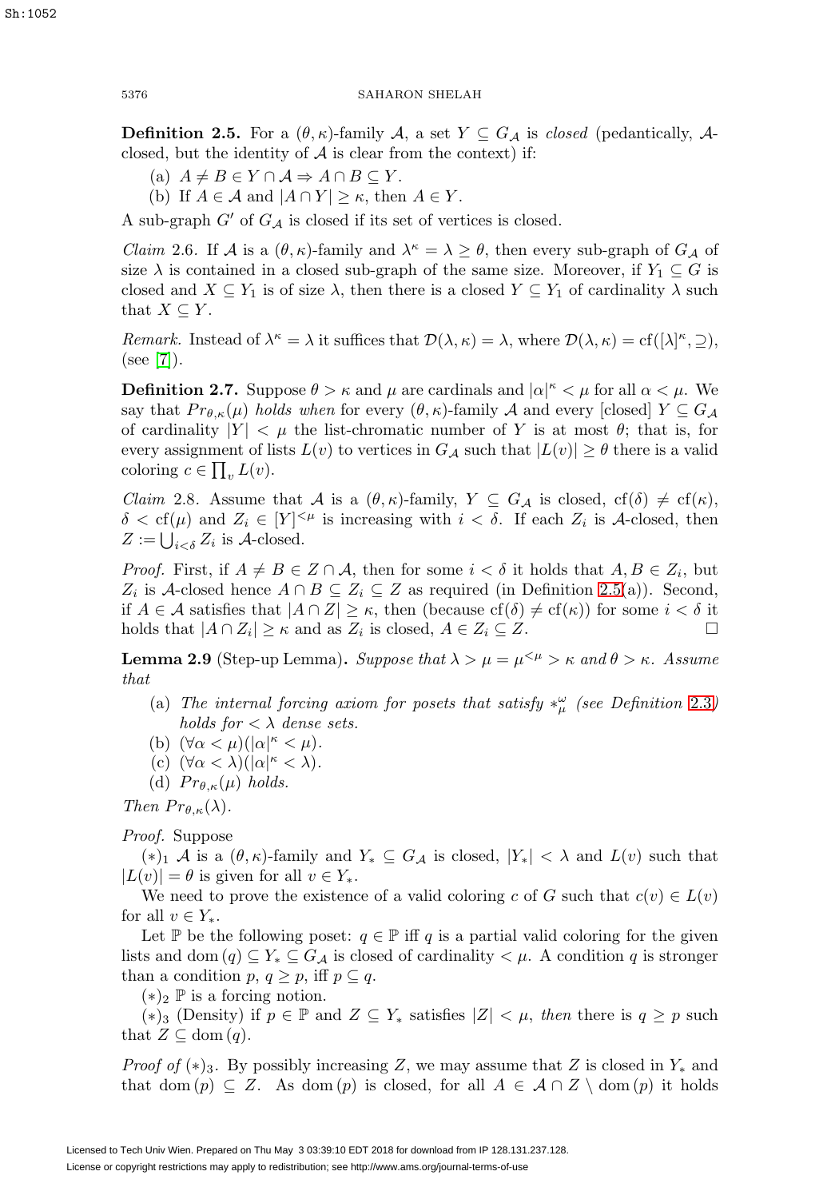**Definition 2.5.** For a $(\theta, \kappa)$-family $\mathcal{A}$, a set $Y \subseteq G_{\mathcal{A}}$ is *closed* (pedantically, $\mathcal{A}$-closed, but the identity of $\mathcal{A}$ is clear from the context) if:

(a) $A \neq B \in Y \cap \mathcal{A} \Rightarrow A \cap B \subseteq Y$.

(b) If $A \in \mathcal{A}$ and $|A \cap Y| \geq \kappa$, then $A \in Y$.

A sub-graph $G'$ of $G_{\mathcal{A}}$ is closed if its set of vertices is closed.

*Claim* 2.6. If $\mathcal{A}$ is a $(\theta, \kappa)$-family and $\lambda^\kappa = \lambda \geq \theta$, then every sub-graph of $G_{\mathcal{A}}$ of size $\lambda$ is contained in a closed sub-graph of the same size. Moreover, if $Y_1 \subseteq G$ is closed and $X \subseteq Y_1$ is of size $\lambda$, then there is a closed $Y \subseteq Y_1$ of cardinality $\lambda$ such that $X \subseteq Y$.

*Remark.* Instead of $\lambda^\kappa = \lambda$ it suffices that $\mathcal{D}(\lambda, \kappa) = \lambda$, where $\mathcal{D}(\lambda, \kappa) = \mathrm{cf}([\lambda]^\kappa, \supseteq)$, (see [7]).

**Definition 2.7.** Suppose $\theta > \kappa$ and $\mu$ are cardinals and $|\alpha|^\kappa < \mu$ for all $\alpha < \mu$. We say that $Pr_{\theta,\kappa}(\mu)$ *holds when* for every $(\theta, \kappa)$-family $\mathcal{A}$ and every [closed] $Y \subseteq G_{\mathcal{A}}$ of cardinality $|Y| < \mu$ the list-chromatic number of $Y$ is at most $\theta$; that is, for every assignment of lists $L(v)$ to vertices in $G_{\mathcal{A}}$ such that $|L(v)| \geq \theta$ there is a valid coloring $c \in \prod_v L(v)$.

*Claim* 2.8. Assume that $\mathcal{A}$ is a $(\theta, \kappa)$-family, $Y \subseteq G_{\mathcal{A}}$ is closed, $\mathrm{cf}(\delta) \neq \mathrm{cf}(\kappa)$, $\delta < \mathrm{cf}(\mu)$ and $Z_i \in [Y]^{<\mu}$ is increasing with $i < \delta$. If each $Z_i$ is $\mathcal{A}$-closed, then $Z := \bigcup_{i<\delta} Z_i$ is $\mathcal{A}$-closed.

*Proof.* First, if $A \neq B \in Z \cap \mathcal{A}$, then for some $i < \delta$ it holds that $A, B \in Z_i$, but $Z_i$ is $\mathcal{A}$-closed hence $A \cap B \subseteq Z_i \subseteq Z$ as required (in Definition 2.5(a)). Second, if $A \in \mathcal{A}$ satisfies that $|A \cap Z| \geq \kappa$, then (because $\mathrm{cf}(\delta) \neq \mathrm{cf}(\kappa)$) for some $i < \delta$ it holds that $|A \cap Z_i| \geq \kappa$ and as $Z_i$ is closed, $A \in Z_i \subseteq Z$. $\square$

**Lemma 2.9** (Step-up Lemma)**.** *Suppose that $\lambda > \mu = \mu^{<\mu} > \kappa$ and $\theta > \kappa$. Assume that*

(a) *The internal forcing axiom for posets that satisfy $*^\omega_\mu$ (see Definition 2.3) holds for $< \lambda$ dense sets.*

(b) $(\forall \alpha < \mu)(|\alpha|^\kappa < \mu)$.

(c) $(\forall \alpha < \lambda)(|\alpha|^\kappa < \lambda)$.

(d) $Pr_{\theta,\kappa}(\mu)$ *holds.*

*Then $Pr_{\theta,\kappa}(\lambda)$.*

*Proof.* Suppose

$(*)_1$ $\mathcal{A}$ is a $(\theta, \kappa)$-family and $Y_* \subseteq G_{\mathcal{A}}$ is closed, $|Y_*| < \lambda$ and $L(v)$ such that $|L(v)| = \theta$ is given for all $v \in Y_*$.

We need to prove the existence of a valid coloring $c$ of $G$ such that $c(v) \in L(v)$ for all $v \in Y_*$.

Let $\mathbb{P}$ be the following poset: $q \in \mathbb{P}$ iff $q$ is a partial valid coloring for the given lists and $\mathrm{dom}\,(q) \subseteq Y_* \subseteq G_{\mathcal{A}}$ is closed of cardinality $< \mu$. A condition $q$ is stronger than a condition $p$, $q \geq p$, iff $p \subseteq q$.

$(*)_2$ $\mathbb{P}$ is a forcing notion.

$(*)_3$ (Density) if $p \in \mathbb{P}$ and $Z \subseteq Y_*$ satisfies $|Z| < \mu$, *then* there is $q \geq p$ such that $Z \subseteq \mathrm{dom}\,(q)$.

*Proof of* $(*)_3$. By possibly increasing $Z$, we may assume that $Z$ is closed in $Y_*$ and that $\mathrm{dom}\,(p) \subseteq Z$. As $\mathrm{dom}\,(p)$ is closed, for all $A \in \mathcal{A} \cap Z \setminus \mathrm{dom}\,(p)$ it holds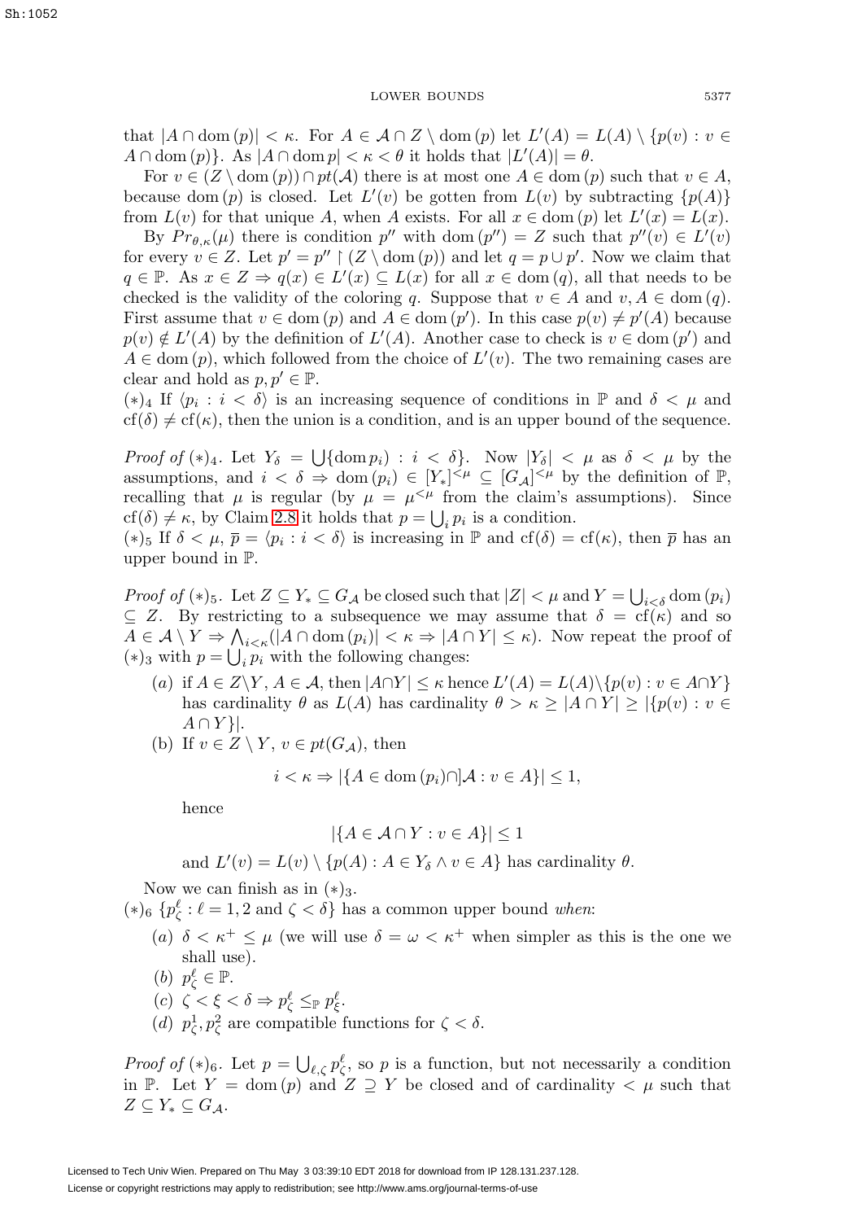that $|A \cap \operatorname{dom}(p)| < \kappa$. For $A \in \mathcal{A} \cap Z \setminus \operatorname{dom}(p)$ let $L'(A) = L(A) \setminus \{p(v) : v \in A \cap \operatorname{dom}(p)\}$. As $|A \cap \operatorname{dom} p| < \kappa < \theta$ it holds that $|L'(A)| = \theta$.

For $v \in (Z \setminus \operatorname{dom}(p)) \cap pt(\mathcal{A})$ there is at most one $A \in \operatorname{dom}(p)$ such that $v \in A$, because $\operatorname{dom}(p)$ is closed. Let $L'(v)$ be gotten from $L(v)$ by subtracting $\{p(A)\}$ from $L(v)$ for that unique $A$, when $A$ exists. For all $x \in \operatorname{dom}(p)$ let $L'(x) = L(x)$.

By $Pr_{\theta,\kappa}(\mu)$ there is condition $p''$ with $\operatorname{dom}(p'') = Z$ such that $p''(v) \in L'(v)$ for every $v \in Z$. Let $p' = p'' \restriction (Z \setminus \operatorname{dom}(p))$ and let $q = p \cup p'$. Now we claim that $q \in \mathbb{P}$. As $x \in Z \Rightarrow q(x) \in L'(x) \subseteq L(x)$ for all $x \in \operatorname{dom}(q)$, all that needs to be checked is the validity of the coloring $q$. Suppose that $v \in A$ and $v, A \in \operatorname{dom}(q)$. First assume that $v \in \operatorname{dom}(p)$ and $A \in \operatorname{dom}(p')$. In this case $p(v) \neq p'(A)$ because $p(v) \notin L'(A)$ by the definition of $L'(A)$. Another case to check is $v \in \operatorname{dom}(p')$ and $A \in \operatorname{dom}(p)$, which followed from the choice of $L'(v)$. The two remaining cases are clear and hold as $p, p' \in \mathbb{P}$.

$(*)_4$ If $\langle p_i : i < \delta\rangle$ is an increasing sequence of conditions in $\mathbb{P}$ and $\delta < \mu$ and $\operatorname{cf}(\delta) \neq \operatorname{cf}(\kappa)$, then the union is a condition, and is an upper bound of the sequence.

*Proof of* $(*)_4$. Let $Y_\delta = \bigcup\{\operatorname{dom} p_i) : i < \delta\}$. Now $|Y_\delta| < \mu$ as $\delta < \mu$ by the assumptions, and $i < \delta \Rightarrow \operatorname{dom}(p_i) \in [Y_*]^{<\mu} \subseteq [G_{\mathcal{A}}]^{<\mu}$ by the definition of $\mathbb{P}$, recalling that $\mu$ is regular (by $\mu = \mu^{<\mu}$ from the claim's assumptions). Since $\operatorname{cf}(\delta) \neq \kappa$, by Claim 2.8 it holds that $p = \bigcup_i p_i$ is a condition.

$(*)_5$ If $\delta < \mu$, $\bar{p} = \langle p_i : i < \delta\rangle$ is increasing in $\mathbb{P}$ and $\operatorname{cf}(\delta) = \operatorname{cf}(\kappa)$, then $\bar{p}$ has an upper bound in $\mathbb{P}$.

*Proof of* $(*)_5$. Let $Z \subseteq Y_* \subseteq G_{\mathcal{A}}$ be closed such that $|Z| < \mu$ and $Y = \bigcup_{i<\delta} \operatorname{dom}(p_i) \subseteq Z$. By restricting to a subsequence we may assume that $\delta = \operatorname{cf}(\kappa)$ and so $A \in \mathcal{A} \setminus Y \Rightarrow \bigwedge_{i<\kappa}(|A \cap \operatorname{dom}(p_i)| < \kappa \Rightarrow |A \cap Y| \leq \kappa)$. Now repeat the proof of $(*)_3$ with $p = \bigcup_i p_i$ with the following changes:

- $(a)$ if $A \in Z \setminus Y$, $A \in \mathcal{A}$, then $|A \cap Y| \leq \kappa$ hence $L'(A) = L(A) \setminus \{p(v) : v \in A \cap Y\}$ has cardinality $\theta$ as $L(A)$ has cardinality $\theta > \kappa \geq |A \cap Y| \geq |\{p(v) : v \in A \cap Y\}|$.
- (b) If $v \in Z \setminus Y$, $v \in pt(G_{\mathcal{A}})$, then
$$i < \kappa \Rightarrow |\{A \in \operatorname{dom}(p_i) \cap ]\mathcal{A} : v \in A\}| \leq 1,$$
hence
$$|\{A \in \mathcal{A} \cap Y : v \in A\}| \leq 1$$
and $L'(v) = L(v) \setminus \{p(A) : A \in Y_\delta \wedge v \in A\}$ has cardinality $\theta$.

Now we can finish as in $(*)_3$.

$(*)_6$ $\{p^\ell_\zeta : \ell = 1, 2 \text{ and } \zeta < \delta\}$ has a common upper bound *when*:

- $(a)$ $\delta < \kappa^+ \leq \mu$ (we will use $\delta = \omega < \kappa^+$ when simpler as this is the one we shall use).
- $(b)$ $p^\ell_\zeta \in \mathbb{P}$.
- $(c)$ $\zeta < \xi < \delta \Rightarrow p^\ell_\zeta \leq_{\mathbb{P}} p^\ell_\xi$.
- $(d)$ $p^1_\zeta, p^2_\zeta$ are compatible functions for $\zeta < \delta$.

*Proof of* $(*)_6$. Let $p = \bigcup_{\ell,\zeta} p^\ell_\zeta$, so $p$ is a function, but not necessarily a condition in $\mathbb{P}$. Let $Y = \operatorname{dom}(p)$ and $Z \supseteq Y$ be closed and of cardinality $< \mu$ such that $Z \subseteq Y_* \subseteq G_{\mathcal{A}}$.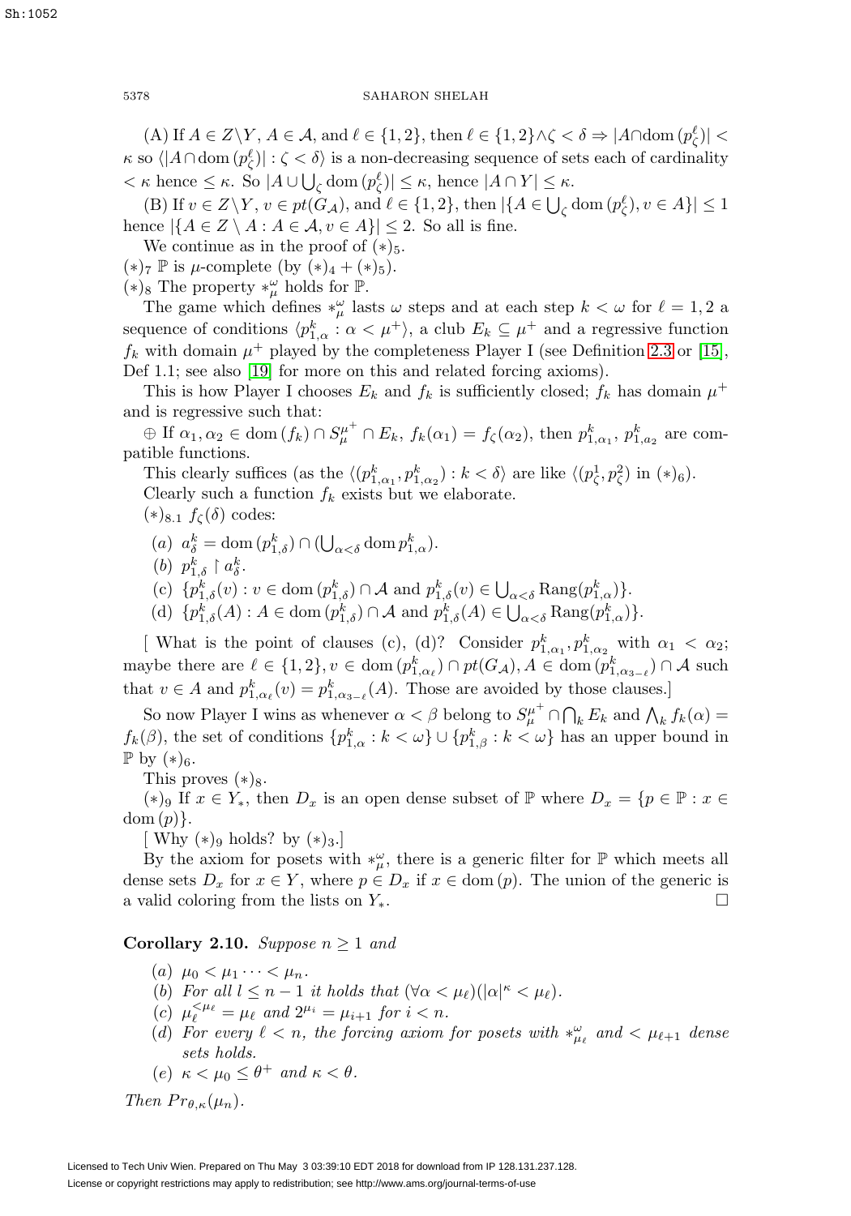(A) If $A \in Z \backslash Y$, $A \in \mathcal{A}$, and $\ell \in \{1,2\}$, then $\ell \in \{1,2\} \wedge \zeta < \delta \Rightarrow |A \cap \mathrm{dom}\,(p^\ell_\zeta)| < \kappa$ so $\langle |A \cap \mathrm{dom}\,(p^\ell_\zeta)| : \zeta < \delta\rangle$ is a non-decreasing sequence of sets each of cardinality $< \kappa$ hence $\leq \kappa$. So $|A \cup \bigcup_\zeta \mathrm{dom}\,(p^\ell_\zeta)| \leq \kappa$, hence $|A \cap Y| \leq \kappa$.

(B) If $v \in Z \backslash Y$, $v \in pt(G_{\mathcal{A}})$, and $\ell \in \{1,2\}$, then $|\{A \in \bigcup_\zeta \mathrm{dom}\,(p^\ell_\zeta), v \in A\}| \leq 1$ hence $|\{A \in Z \setminus A : A \in \mathcal{A}, v \in A\}| \leq 2$. So all is fine.

We continue as in the proof of $(*)_5$.

$(*)_7$ $\mathbb{P}$ is $\mu$-complete (by $(*)_4 + (*)_5$).

$(*)_8$ The property $*^\omega_\mu$ holds for $\mathbb{P}$.

The game which defines $*^\omega_\mu$ lasts $\omega$ steps and at each step $k < \omega$ for $\ell = 1,2$ a sequence of conditions $\langle p^k_{\ell,\alpha} : \alpha < \mu^+\rangle$, a club $E_k \subseteq \mu^+$ and a regressive function $f_k$ with domain $\mu^+$ played by the completeness Player I (see Definition 2.3 or [15], Def 1.1; see also [19] for more on this and related forcing axioms).

This is how Player I chooses $E_k$ and $f_k$ is sufficiently closed; $f_k$ has domain $\mu^+$ and is regressive such that:

$\oplus$ If $\alpha_1, \alpha_2 \in \mathrm{dom}\,(f_k) \cap S^{\mu^+}_\mu \cap E_k$, $f_k(\alpha_1) = f_\zeta(\alpha_2)$, then $p^k_{1,\alpha_1}$, $p^k_{1,a_2}$ are compatible functions.

This clearly suffices (as the $\langle (p^k_{1,\alpha_1}, p^k_{1,\alpha_2}) : k < \delta\rangle$ are like $\langle (p^1_\zeta, p^2_\zeta)$ in $(*)_6$).

Clearly such a function $f_k$ exists but we elaborate.

$(*)_{8.1}$ $f_\zeta(\delta)$ codes:

- (a) $a^k_\delta = \mathrm{dom}\,(p^k_{1,\delta}) \cap (\bigcup_{\alpha<\delta} \mathrm{dom}\, p^k_{1,\alpha})$.
- (b) $p^k_{1,\delta} \restriction a^k_\delta$.
- (c) $\{p^k_{1,\delta}(v) : v \in \mathrm{dom}\,(p^k_{1,\delta}) \cap \mathcal{A}$ and $p^k_{1,\delta}(v) \in \bigcup_{\alpha<\delta} \mathrm{Rang}(p^k_{1,\alpha})\}$.
- (d) $\{p^k_{1,\delta}(A) : A \in \mathrm{dom}\,(p^k_{1,\delta}) \cap \mathcal{A}$ and $p^k_{1,\delta}(A) \in \bigcup_{\alpha<\delta} \mathrm{Rang}(p^k_{1,\alpha})\}$.

[ What is the point of clauses (c), (d)? Consider $p^k_{1,\alpha_1}, p^k_{1,\alpha_2}$ with $\alpha_1 < \alpha_2$; maybe there are $\ell \in \{1,2\}, v \in \mathrm{dom}\,(p^k_{1,\alpha_\ell}) \cap pt(G_{\mathcal{A}}), A \in \mathrm{dom}\,(p^k_{1,\alpha_{3-\ell}}) \cap \mathcal{A}$ such that $v \in A$ and $p^k_{1,\alpha_\ell}(v) = p^k_{1,\alpha_{3-\ell}}(A)$. Those are avoided by those clauses.]

So now Player I wins as whenever $\alpha < \beta$ belong to $S^{\mu^+}_\mu \cap \bigcap_k E_k$ and $\bigwedge_k f_k(\alpha) = f_k(\beta)$, the set of conditions $\{p^k_{1,\alpha} : k < \omega\} \cup \{p^k_{1,\beta} : k < \omega\}$ has an upper bound in $\mathbb{P}$ by $(*)_6$.

This proves $(*)_8$.

$(*)_9$ If $x \in Y_*$, then $D_x$ is an open dense subset of $\mathbb{P}$ where $D_x = \{p \in \mathbb{P} : x \in \mathrm{dom}\,(p)\}$.

[ Why $(*)_9$ holds? by $(*)_3$.]

By the axiom for posets with $*^\omega_\mu$, there is a generic filter for $\mathbb{P}$ which meets all dense sets $D_x$ for $x \in Y$, where $p \in D_x$ if $x \in \mathrm{dom}\,(p)$. The union of the generic is a valid coloring from the lists on $Y_*$. $\square$

**Corollary 2.10.** *Suppose $n \geq 1$ and*

- (a) $\mu_0 < \mu_1 \cdots < \mu_n$.
- (b) *For all $l \leq n-1$ it holds that $(\forall \alpha < \mu_\ell)(|\alpha|^\kappa < \mu_\ell)$.*
- (c) $\mu_\ell^{<\mu_\ell} = \mu_\ell$ *and* $2^{\mu_i} = \mu_{i+1}$ *for* $i < n$.
- (d) *For every $\ell < n$, the forcing axiom for posets with $*^\omega_{\mu_\ell}$ and $< \mu_{\ell+1}$ dense sets holds.*
- (e) $\kappa < \mu_0 \leq \theta^+$ *and* $\kappa < \theta$.

*Then $Pr_{\theta,\kappa}(\mu_n)$.*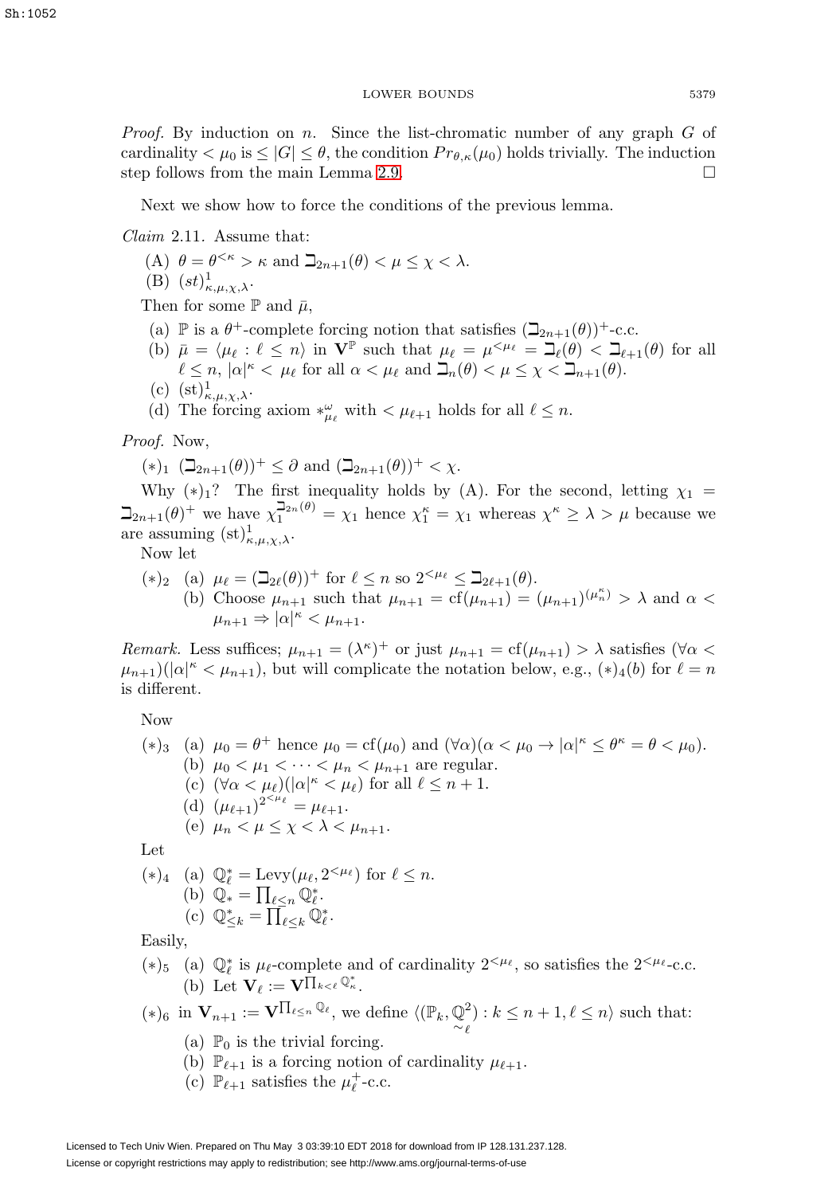*Proof.* By induction on $n$. Since the list-chromatic number of any graph $G$ of cardinality $< \mu_0$ is $\leq |G| \leq \theta$, the condition $Pr_{\theta,\kappa}(\mu_0)$ holds trivially. The induction step follows from the main Lemma 2.9. $\square$

Next we show how to force the conditions of the previous lemma.

*Claim* 2.11. Assume that:

(A) $\theta = \theta^{<\kappa} > \kappa$ and $\beth_{2n+1}(\theta) < \mu \leq \chi < \lambda$.

(B) $(st)^1_{\kappa,\mu,\chi,\lambda}$.

Then for some $\mathbb{P}$ and $\bar{\mu}$,

(a) $\mathbb{P}$ is a $\theta^+$-complete forcing notion that satisfies $(\beth_{2n+1}(\theta))^+$-c.c.

(b) $\bar{\mu} = \langle \mu_\ell : \ell \leq n \rangle$ in $\mathbf{V}^{\mathbb{P}}$ such that $\mu_\ell = \mu^{<\mu_\ell} = \beth_\ell(\theta) < \beth_{\ell+1}(\theta)$ for all $\ell \leq n$, $|\alpha|^\kappa < \mu_\ell$ for all $\alpha < \mu_\ell$ and $\beth_n(\theta) < \mu \leq \chi < \beth_{n+1}(\theta)$.

(c) $(\mathrm{st})^1_{\kappa,\mu,\chi,\lambda}$.

(d) The forcing axiom $*^\omega_{\mu_\ell}$ with $< \mu_{\ell+1}$ holds for all $\ell \leq n$.

*Proof.* Now,

$(*)_1$ $(\beth_{2n+1}(\theta))^+ \leq \partial$ and $(\beth_{2n+1}(\theta))^+ < \chi$.

Why $(*)_1$? The first inequality holds by (A). For the second, letting $\chi_1 = \beth_{2n+1}(\theta)^+$ we have $\chi_1^{\beth_{2n}(\theta)} = \chi_1$ hence $\chi_1^\kappa = \chi_1$ whereas $\chi^\kappa \geq \lambda > \mu$ because we are assuming $(\mathrm{st})^1_{\kappa,\mu,\chi,\lambda}$.

Now let

$(*)_2$ (a) $\mu_\ell = (\beth_{2\ell}(\theta))^+$ for $\ell \leq n$ so $2^{<\mu_\ell} \leq \beth_{2\ell+1}(\theta)$.

(b) Choose $\mu_{n+1}$ such that $\mu_{n+1} = \mathrm{cf}(\mu_{n+1}) = (\mu_{n+1})^{(\mu_n^\kappa)} > \lambda$ and $\alpha < \mu_{n+1} \Rightarrow |\alpha|^\kappa < \mu_{n+1}$.

*Remark.* Less suffices; $\mu_{n+1} = (\lambda^\kappa)^+$ or just $\mu_{n+1} = \mathrm{cf}(\mu_{n+1}) > \lambda$ satisfies $(\forall \alpha < \mu_{n+1})(|\alpha|^\kappa < \mu_{n+1})$, but will complicate the notation below, e.g., $(*)_4(b)$ for $\ell = n$ is different.

Now

$(*)_3$ (a) $\mu_0 = \theta^+$ hence $\mu_0 = \mathrm{cf}(\mu_0)$ and $(\forall \alpha)(\alpha < \mu_0 \rightarrow |\alpha|^\kappa \leq \theta^\kappa = \theta < \mu_0)$.

(b) $\mu_0 < \mu_1 < \cdots < \mu_n < \mu_{n+1}$ are regular.

(c) $(\forall \alpha < \mu_\ell)(|\alpha|^\kappa < \mu_\ell)$ for all $\ell \leq n+1$.

(d) $(\mu_{\ell+1})^{2^{<\mu_\ell}} = \mu_{\ell+1}$.

(e) $\mu_n < \mu \leq \chi < \lambda < \mu_{n+1}$.

Let

$(*)_4$ (a) $\mathbb{Q}^*_\ell = \mathrm{Levy}(\mu_\ell, 2^{<\mu_\ell})$ for $\ell \leq n$.

(b) $\mathbb{Q}_* = \prod_{\ell \leq n} \mathbb{Q}^*_\ell$.

(c) $\mathbb{Q}^*_{\leq k} = \prod_{\ell \leq k} \mathbb{Q}^*_\ell$.

Easily,

$(*)_5$ (a) $\mathbb{Q}^*_\ell$ is $\mu_\ell$-complete and of cardinality $2^{<\mu_\ell}$, so satisfies the $2^{<\mu_\ell}$-c.c.

(b) Let $\mathbf{V}_\ell := \mathbf{V}^{\prod_{k<\ell} \mathbb{Q}^*_\kappa}$.

$(*)_6$ in $\mathbf{V}_{n+1} := \mathbf{V}^{\prod_{\ell \leq n} \mathbb{Q}_\ell}$, we define $\langle (\mathbb{P}_k, \underset{\sim}{\mathbb{Q}}^2_\ell) : k \leq n+1, \ell \leq n \rangle$ such that:

(a) $\mathbb{P}_0$ is the trivial forcing.

(b) $\mathbb{P}_{\ell+1}$ is a forcing notion of cardinality $\mu_{\ell+1}$.

(c) $\mathbb{P}_{\ell+1}$ satisfies the $\mu_\ell^+$-c.c.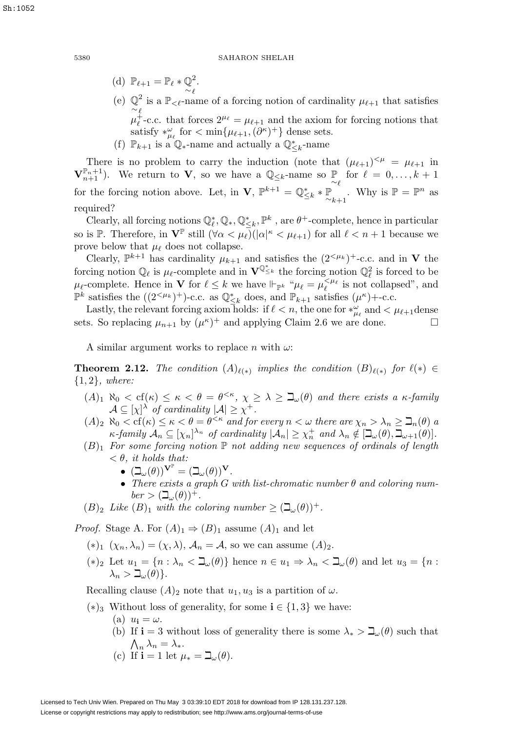(d) $\mathbb{P}_{\ell+1} = \mathbb{P}_\ell * \underset{\sim \ell}{\mathbb{Q}^2}$.

(e) $\underset{\sim \ell}{\mathbb{Q}^2}$ is a $\mathbb{P}_{<\ell}$-name of a forcing notion of cardinality $\mu_{\ell+1}$ that satisfies $\mu_\ell^+$-c.c. that forces $2^{\mu_\ell} = \mu_{\ell+1}$ and the axiom for forcing notions that satisfy $*^\omega_{\mu_\ell}$ for $< \min\{\mu_{\ell+1}, (\partial^\kappa)^+\}$ dense sets.

(f) $\mathbb{P}_{k+1}$ is a $\mathbb{Q}_*$-name and actually a $\mathbb{Q}^*_{\leq k}$-name

There is no problem to carry the induction (note that $(\mu_{\ell+1})^{<\mu} = \mu_{\ell+1}$ in $\mathbf{V}^{\mathbb{P}_n+1}_{n+1}$). We return to $\mathbf{V}$, so we have a $\mathbb{Q}_{\leq k}$-name so $\underset{\sim \ell}{\mathbb{P}}$ for $\ell = 0, \dots, k+1$ for the forcing notion above. Let, in $\mathbf{V}$, $\mathbb{P}^{k+1} = \mathbb{Q}^*_{\leq k} * \underset{\sim k+1}{\mathbb{P}}$. Why is $\mathbb{P} = \mathbb{P}^n$ as required?

Clearly, all forcing notions $\mathbb{Q}^*_\ell, \mathbb{Q}_*, \mathbb{Q}^*_{\leq k}, \mathbb{P}^k$ , are $\theta^+$-complete, hence in particular so is $\mathbb{P}$. Therefore, in $\mathbf{V}^{\mathbb{P}}$ still $(\forall \alpha < \mu_\ell)(|\alpha|^\kappa < \mu_{\ell+1})$ for all $\ell < n+1$ because we prove below that $\mu_\ell$ does not collapse.

Clearly, $\mathbb{P}^{k+1}$ has cardinality $\mu_{k+1}$ and satisfies the $(2^{<\mu_k})^+$-c.c. and in $\mathbf{V}$ the forcing notion $\mathbb{Q}_\ell$ is $\mu_\ell$-complete and in $\mathbf{V}^{\mathbb{Q}^*_{\leq k}}$ the forcing notion $\mathbb{Q}^2_\ell$ is forced to be $\mu_\ell$-complete. Hence in $\mathbf{V}$ for $\ell \leq k$ we have $\Vdash_{\mathbb{P}^k}$ "$\mu_\ell = \mu_\ell^{<\mu_\ell}$ is not collapsed", and $\mathbb{P}^k$ satisfies the $((2^{<\mu_k})^+)$-c.c. as $\mathbb{Q}^*_{\leq k}$ does, and $\mathbb{P}_{k+1}$ satisfies $(\mu^\kappa)$+-c.c.

Lastly, the relevant forcing axiom holds: if $\ell < n$, the one for $*^\omega_{\mu_\ell}$ and $< \mu_{\ell+1}$dense sets. So replacing $\mu_{n+1}$ by $(\mu^\kappa)^+$ and applying Claim 2.6 we are done. $\square$

A similar argument works to replace $n$ with $\omega$:

**Theorem 2.12.** *The condition $(A)_{\ell(*)}$ implies the condition $(B)_{\ell(*)}$ for $\ell(*) \in \{1,2\}$, where:*

- $(A)_1$ *$\aleph_0 < \mathrm{cf}(\kappa) \leq \kappa < \theta = \theta^{<\kappa}$, $\chi \geq \lambda \geq \beth_\omega(\theta)$ and there exists a $\kappa$-family $\mathcal{A} \subseteq [\chi]^\lambda$ of cardinality $|\mathcal{A}| \geq \chi^+$.*
- $(A)_2$ *$\aleph_0 < \mathrm{cf}(\kappa) \leq \kappa < \theta = \theta^{<\kappa}$ and for every $n < \omega$ there are $\chi_n > \lambda_n \geq \beth_n(\theta)$ a $\kappa$-family $\mathcal{A}_n \subseteq [\chi_n]^{\lambda_n}$ of cardinality $|\mathcal{A}_n| \geq \chi_n^+$ and $\lambda_n \notin [\beth_\omega(\theta), \beth_{\omega+1}(\theta)]$.*
- $(B)_1$ *For some forcing notion $\mathbb{P}$ not adding new sequences of ordinals of length $< \theta$, it holds that:*
  - *$(\beth_\omega(\theta))^{\mathbf{V}^{\mathbb{P}}} = (\beth_\omega(\theta))^{\mathbf{V}}$.*
  - *There exists a graph $G$ with list-chromatic number $\theta$ and coloring number $> (\beth_\omega(\theta))^+$.*
- $(B)_2$ *Like $(B)_1$ with the coloring number $\geq (\beth_\omega(\theta))^+$.*

*Proof.* Stage A. For $(A)_1 \Rightarrow (B)_1$ assume $(A)_1$ and let

- $(*)_1$ $(\chi_n, \lambda_n) = (\chi, \lambda)$, $\mathcal{A}_n = \mathcal{A}$, so we can assume $(A)_2$.
- $(*)_2$ Let $u_1 = \{n : \lambda_n < \beth_\omega(\theta)\}$ hence $n \in u_1 \Rightarrow \lambda_n < \beth_\omega(\theta)$ and let $u_3 = \{n : \lambda_n > \beth_\omega(\theta)\}$.

Recalling clause $(A)_2$ note that $u_1, u_3$ is a partition of $\omega$.

- $(*)_3$ Without loss of generality, for some $\mathbf{i} \in \{1, 3\}$ we have:
  - (a) $u_\mathbf{i} = \omega$.
  - (b) If $\mathbf{i} = 3$ without loss of generality there is some $\lambda_* > \beth_\omega(\theta)$ such that $\bigwedge_n \lambda_n = \lambda_*$.
  - (c) If $\mathbf{i} = 1$ let $\mu_* = \beth_\omega(\theta)$.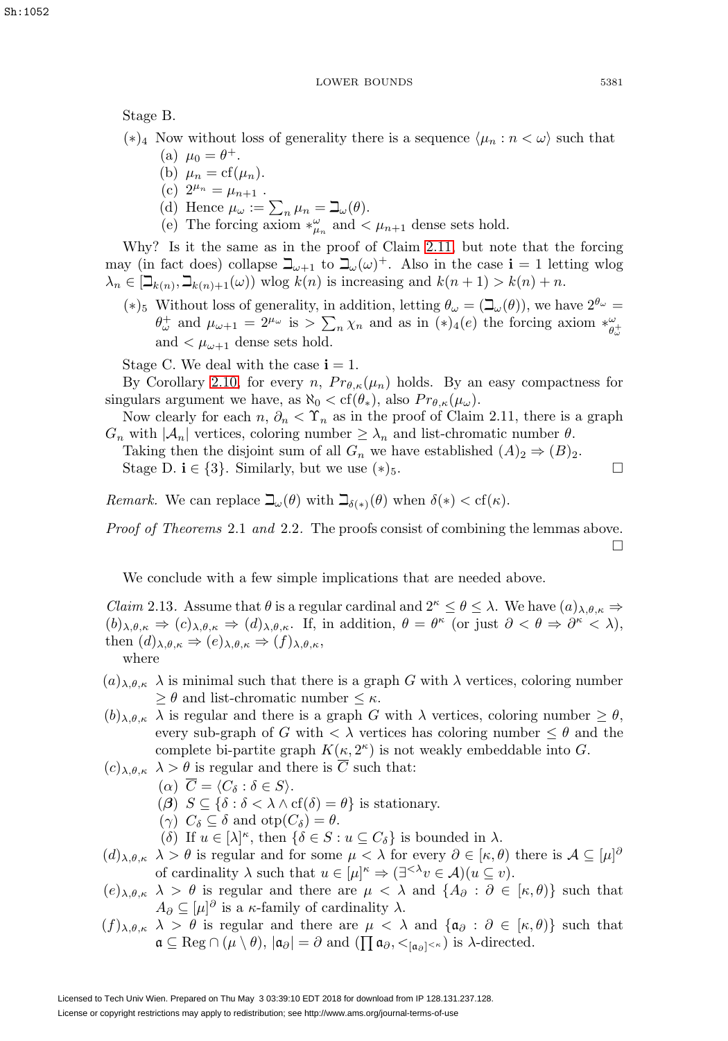Stage B.

$(*)_4$ Now without loss of generality there is a sequence $\langle \mu_n : n < \omega \rangle$ such that
  (a) $\mu_0 = \theta^+$.
  (b) $\mu_n = \mathrm{cf}(\mu_n)$.
  (c) $2^{\mu_n} = \mu_{n+1}$ .
  (d) Hence $\mu_\omega := \sum_n \mu_n = \beth_\omega(\theta)$.
  (e) The forcing axiom $*^\omega_{\mu_n}$ and $< \mu_{n+1}$ dense sets hold.

Why? Is it the same as in the proof of Claim 2.11, but note that the forcing may (in fact does) collapse $\beth_{\omega+1}$ to $\beth_\omega(\omega)^+$. Also in the case $\mathbf{i} = 1$ letting wlog $\lambda_n \in [\beth_{k(n)}, \beth_{k(n)+1}(\omega))$ wlog $k(n)$ is increasing and $k(n+1) > k(n) + n$.

$(*)_5$ Without loss of generality, in addition, letting $\theta_\omega = (\beth_\omega(\theta))$, we have $2^{\theta_\omega} = \theta^+_\omega$ and $\mu_{\omega+1} = 2^{\mu_\omega}$ is $> \sum_n \chi_n$ and as in $(*)_4(e)$ the forcing axiom $*^\omega_{\theta^+_\omega}$ and $< \mu_{\omega+1}$ dense sets hold.

Stage C. We deal with the case $\mathbf{i} = 1$.

By Corollary 2.10, for every $n$, $Pr_{\theta,\kappa}(\mu_n)$ holds. By an easy compactness for singulars argument we have, as $\aleph_0 < \mathrm{cf}(\theta_*)$, also $Pr_{\theta,\kappa}(\mu_\omega)$.

Now clearly for each $n$, $\partial_n < \Upsilon_n$ as in the proof of Claim 2.11, there is a graph $G_n$ with $|\mathcal{A}_n|$ vertices, coloring number $\geq \lambda_n$ and list-chromatic number $\theta$.

Taking then the disjoint sum of all $G_n$ we have established $(A)_2 \Rightarrow (B)_2$.

Stage D. $\mathbf{i} \in \{3\}$. Similarly, but we use $(*)_5$. $\square$

*Remark.* We can replace $\beth_\omega(\theta)$ with $\beth_{\delta(*)}(\theta)$ when $\delta(*) < \mathrm{cf}(\kappa)$.

*Proof of Theorems* 2.1 *and* 2.2. The proofs consist of combining the lemmas above. $\square$

We conclude with a few simple implications that are needed above.

*Claim* 2.13. Assume that $\theta$ is a regular cardinal and $2^\kappa \leq \theta \leq \lambda$. We have $(a)_{\lambda,\theta,\kappa} \Rightarrow (b)_{\lambda,\theta,\kappa} \Rightarrow (c)_{\lambda,\theta,\kappa} \Rightarrow (d)_{\lambda,\theta,\kappa}$. If, in addition, $\theta = \theta^\kappa$ (or just $\partial < \theta \Rightarrow \partial^\kappa < \lambda$), then $(d)_{\lambda,\theta,\kappa} \Rightarrow (e)_{\lambda,\theta,\kappa} \Rightarrow (f)_{\lambda,\theta,\kappa}$,
where

$(a)_{\lambda,\theta,\kappa}$ $\lambda$ is minimal such that there is a graph $G$ with $\lambda$ vertices, coloring number $\geq \theta$ and list-chromatic number $\leq \kappa$.

$(b)_{\lambda,\theta,\kappa}$ $\lambda$ is regular and there is a graph $G$ with $\lambda$ vertices, coloring number $\geq \theta$, every sub-graph of $G$ with $< \lambda$ vertices has coloring number $\leq \theta$ and the complete bi-partite graph $K(\kappa, 2^\kappa)$ is not weakly embeddable into $G$.

$(c)_{\lambda,\theta,\kappa}$ $\lambda > \theta$ is regular and there is $\overline{C}$ such that:
  ($\alpha$) $\overline{C} = \langle C_\delta : \delta \in S \rangle$.
  ($\beta$) $S \subseteq \{\delta : \delta < \lambda \wedge \mathrm{cf}(\delta) = \theta\}$ is stationary.
  ($\gamma$) $C_\delta \subseteq \delta$ and $\mathrm{otp}(C_\delta) = \theta$.
  ($\delta$) If $u \in [\lambda]^\kappa$, then $\{\delta \in S : u \subseteq C_\delta\}$ is bounded in $\lambda$.

$(d)_{\lambda,\theta,\kappa}$ $\lambda > \theta$ is regular and for some $\mu < \lambda$ for every $\partial \in [\kappa, \theta)$ there is $\mathcal{A} \subseteq [\mu]^\partial$ of cardinality $\lambda$ such that $u \in [\mu]^\kappa \Rightarrow (\exists^{<\lambda} v \in \mathcal{A})(u \subseteq v)$.

$(e)_{\lambda,\theta,\kappa}$ $\lambda > \theta$ is regular and there are $\mu < \lambda$ and $\{A_\partial : \partial \in [\kappa, \theta)\}$ such that $A_\partial \subseteq [\mu]^\partial$ is a $\kappa$-family of cardinality $\lambda$.

$(f)_{\lambda,\theta,\kappa}$ $\lambda > \theta$ is regular and there are $\mu < \lambda$ and $\{\mathfrak{a}_\partial : \partial \in [\kappa, \theta)\}$ such that $\mathfrak{a} \subseteq \mathrm{Reg} \cap (\mu \setminus \theta)$, $|\mathfrak{a}_\partial| = \partial$ and $(\prod \mathfrak{a}_\partial, <_{[\mathfrak{a}_\partial]^{<\kappa}})$ is $\lambda$-directed.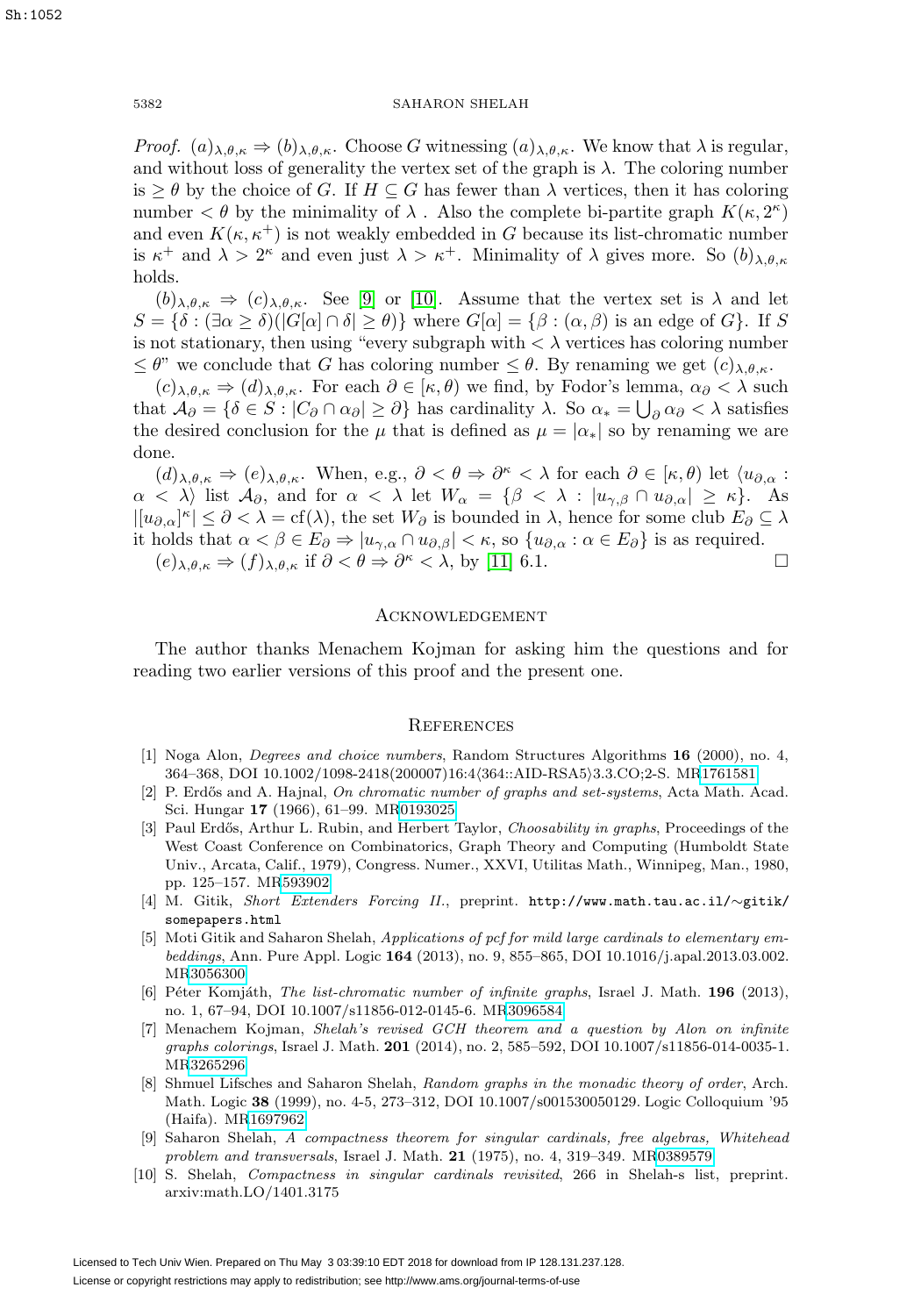*Proof.* $(a)_{\lambda,\theta,\kappa} \Rightarrow (b)_{\lambda,\theta,\kappa}$. Choose $G$ witnessing $(a)_{\lambda,\theta,\kappa}$. We know that $\lambda$ is regular, and without loss of generality the vertex set of the graph is $\lambda$. The coloring number is $\geq \theta$ by the choice of $G$. If $H \subseteq G$ has fewer than $\lambda$ vertices, then it has coloring number $< \theta$ by the minimality of $\lambda$ . Also the complete bi-partite graph $K(\kappa, 2^\kappa)$ and even $K(\kappa, \kappa^+)$ is not weakly embedded in $G$ because its list-chromatic number is $\kappa^+$ and $\lambda > 2^\kappa$ and even just $\lambda > \kappa^+$. Minimality of $\lambda$ gives more. So $(b)_{\lambda,\theta,\kappa}$ holds.

$(b)_{\lambda,\theta,\kappa} \Rightarrow (c)_{\lambda,\theta,\kappa}$. See [9] or [10]. Assume that the vertex set is $\lambda$ and let $S = \{\delta : (\exists \alpha \geq \delta)(|G[\alpha] \cap \delta| \geq \theta)\}$ where $G[\alpha] = \{\beta : (\alpha, \beta) \text{ is an edge of } G\}$. If $S$ is not stationary, then using "every subgraph with $< \lambda$ vertices has coloring number $\leq \theta$" we conclude that $G$ has coloring number $\leq \theta$. By renaming we get $(c)_{\lambda,\theta,\kappa}$.

$(c)_{\lambda,\theta,\kappa} \Rightarrow (d)_{\lambda,\theta,\kappa}$. For each $\partial \in [\kappa, \theta)$ we find, by Fodor's lemma, $\alpha_\partial < \lambda$ such that $\mathcal{A}_\partial = \{\delta \in S : |C_\partial \cap \alpha_\partial| \geq \partial\}$ has cardinality $\lambda$. So $\alpha_* = \bigcup_\partial \alpha_\partial < \lambda$ satisfies the desired conclusion for the $\mu$ that is defined as $\mu = |\alpha_*|$ so by renaming we are done.

$(d)_{\lambda,\theta,\kappa} \Rightarrow (e)_{\lambda,\theta,\kappa}$. When, e.g., $\partial < \theta \Rightarrow \partial^\kappa < \lambda$ for each $\partial \in [\kappa, \theta)$ let $\langle u_{\partial,\alpha} : \alpha < \lambda \rangle$ list $\mathcal{A}_\partial$, and for $\alpha < \lambda$ let $W_\alpha = \{\beta < \lambda : |u_{\gamma,\beta} \cap u_{\partial,\alpha}| \geq \kappa\}$. As $|[u_{\partial,\alpha}]^\kappa| \leq \partial < \lambda = \mathrm{cf}(\lambda)$, the set $W_\partial$ is bounded in $\lambda$, hence for some club $E_\partial \subseteq \lambda$ it holds that $\alpha < \beta \in E_\partial \Rightarrow |u_{\gamma,\alpha} \cap u_{\partial,\beta}| < \kappa$, so $\{u_{\partial,\alpha} : \alpha \in E_\partial\}$ is as required.

$(e)_{\lambda,\theta,\kappa} \Rightarrow (f)_{\lambda,\theta,\kappa}$ if $\partial < \theta \Rightarrow \partial^\kappa < \lambda$, by [11] 6.1. $\square$

## Acknowledgement

The author thanks Menachem Kojman for asking him the questions and for reading two earlier versions of this proof and the present one.

## References

[1] Noga Alon, *Degrees and choice numbers*, Random Structures Algorithms **16** (2000), no. 4, 364–368, DOI 10.1002/1098-2418(200007)16:4⟨364::AID-RSA5⟩3.3.CO;2-S. MR1761581

[2] P. Erdős and A. Hajnal, *On chromatic number of graphs and set-systems*, Acta Math. Acad. Sci. Hungar **17** (1966), 61–99. MR0193025

[3] Paul Erdős, Arthur L. Rubin, and Herbert Taylor, *Choosability in graphs*, Proceedings of the West Coast Conference on Combinatorics, Graph Theory and Computing (Humboldt State Univ., Arcata, Calif., 1979), Congress. Numer., XXVI, Utilitas Math., Winnipeg, Man., 1980, pp. 125–157. MR593902

[4] M. Gitik, *Short Extenders Forcing II.*, preprint. http://www.math.tau.ac.il/∼gitik/somepapers.html

[5] Moti Gitik and Saharon Shelah, *Applications of pcf for mild large cardinals to elementary embeddings*, Ann. Pure Appl. Logic **164** (2013), no. 9, 855–865, DOI 10.1016/j.apal.2013.03.002. MR3056300

[6] Péter Komjáth, *The list-chromatic number of infinite graphs*, Israel J. Math. **196** (2013), no. 1, 67–94, DOI 10.1007/s11856-012-0145-6. MR3096584

[7] Menachem Kojman, *Shelah's revised GCH theorem and a question by Alon on infinite graphs colorings*, Israel J. Math. **201** (2014), no. 2, 585–592, DOI 10.1007/s11856-014-0035-1. MR3265296

[8] Shmuel Lifsches and Saharon Shelah, *Random graphs in the monadic theory of order*, Arch. Math. Logic **38** (1999), no. 4-5, 273–312, DOI 10.1007/s001530050129. Logic Colloquium '95 (Haifa). MR1697962

[9] Saharon Shelah, *A compactness theorem for singular cardinals, free algebras, Whitehead problem and transversals*, Israel J. Math. **21** (1975), no. 4, 319–349. MR0389579

[10] S. Shelah, *Compactness in singular cardinals revisited*, 266 in Shelah-s list, preprint. arxiv:math.LO/1401.3175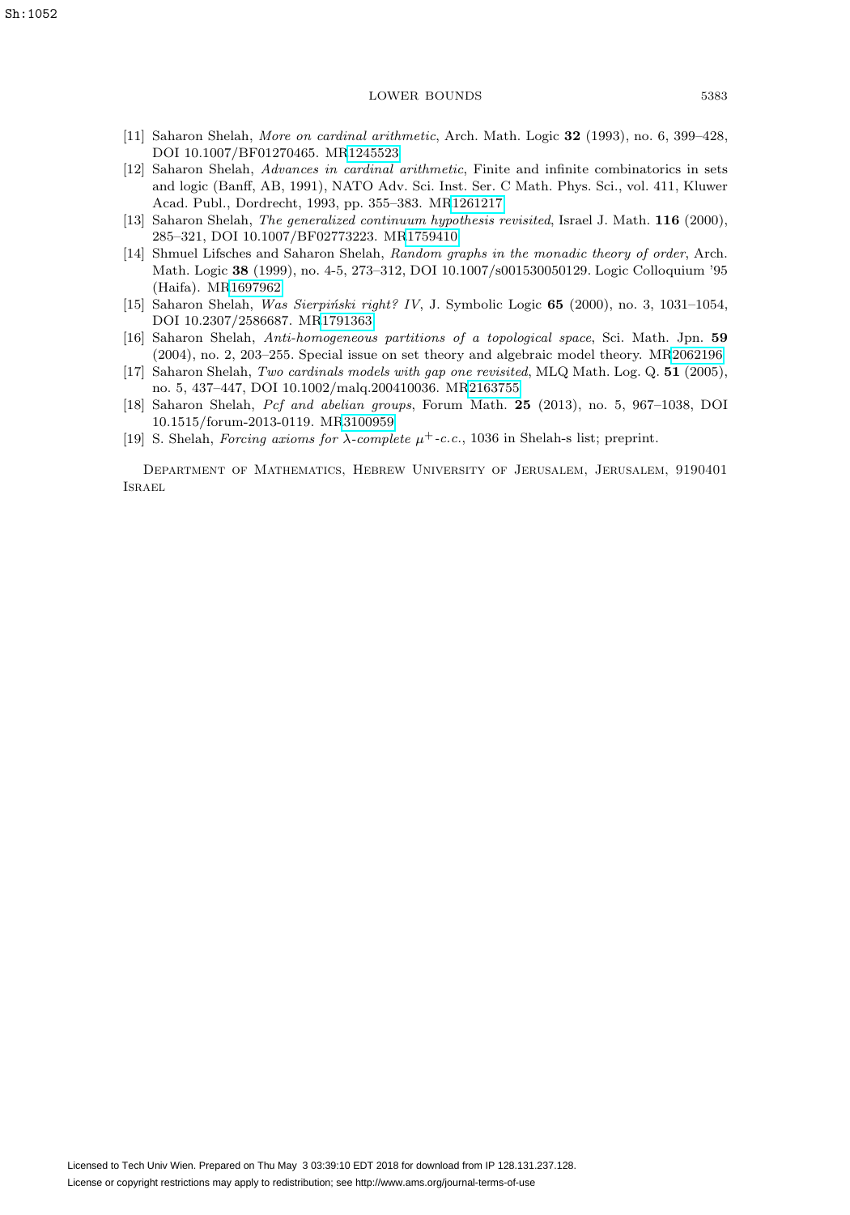[11] Saharon Shelah, *More on cardinal arithmetic*, Arch. Math. Logic **32** (1993), no. 6, 399–428, DOI 10.1007/BF01270465. MR1245523

[12] Saharon Shelah, *Advances in cardinal arithmetic*, Finite and infinite combinatorics in sets and logic (Banff, AB, 1991), NATO Adv. Sci. Inst. Ser. C Math. Phys. Sci., vol. 411, Kluwer Acad. Publ., Dordrecht, 1993, pp. 355–383. MR1261217

[13] Saharon Shelah, *The generalized continuum hypothesis revisited*, Israel J. Math. **116** (2000), 285–321, DOI 10.1007/BF02773223. MR1759410

[14] Shmuel Lifsches and Saharon Shelah, *Random graphs in the monadic theory of order*, Arch. Math. Logic **38** (1999), no. 4-5, 273–312, DOI 10.1007/s001530050129. Logic Colloquium '95 (Haifa). MR1697962

[15] Saharon Shelah, *Was Sierpiński right? IV*, J. Symbolic Logic **65** (2000), no. 3, 1031–1054, DOI 10.2307/2586687. MR1791363

[16] Saharon Shelah, *Anti-homogeneous partitions of a topological space*, Sci. Math. Jpn. **59** (2004), no. 2, 203–255. Special issue on set theory and algebraic model theory. MR2062196

[17] Saharon Shelah, *Two cardinals models with gap one revisited*, MLQ Math. Log. Q. **51** (2005), no. 5, 437–447, DOI 10.1002/malq.200410036. MR2163755

[18] Saharon Shelah, *Pcf and abelian groups*, Forum Math. **25** (2013), no. 5, 967–1038, DOI 10.1515/forum-2013-0119. MR3100959

[19] S. Shelah, *Forcing axioms for $\lambda$-complete $\mu^+$-c.c.*, 1036 in Shelah-s list; preprint.

Department of Mathematics, Hebrew University of Jerusalem, Jerusalem, 9190401 Israel